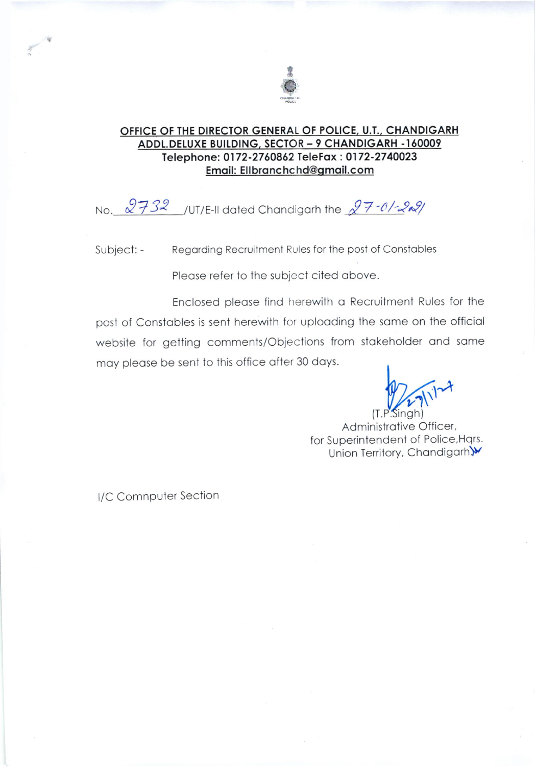**OFFICE OF THE DIRECTOR GENERAL OF POLICE, U.T., CHANDIGARH**
**ADDL.DELUXE BUILDING, SECTOR – 9 CHANDIGARH -160009**
**Telephone: 0172-2760862 TeleFax : 0172-2740023**
**Email: Ellbranchchd@gmail.com**

No. 2732 /UT/E-II dated Chandigarh the 27-01-2021

Subject: - Regarding Recruitment Rules for the post of Constables

Please refer to the subject cited above.

Enclosed please find herewith a Recruitment Rules for the post of Constables is sent herewith for uploading the same on the official website for getting comments/Objections from stakeholder and same may please be sent to this office after 30 days.

(T.P.Singh)
Administrative Officer,
for Superintendent of Police,Hqrs.
Union Territory, Chandigarh

I/C Comnputer Section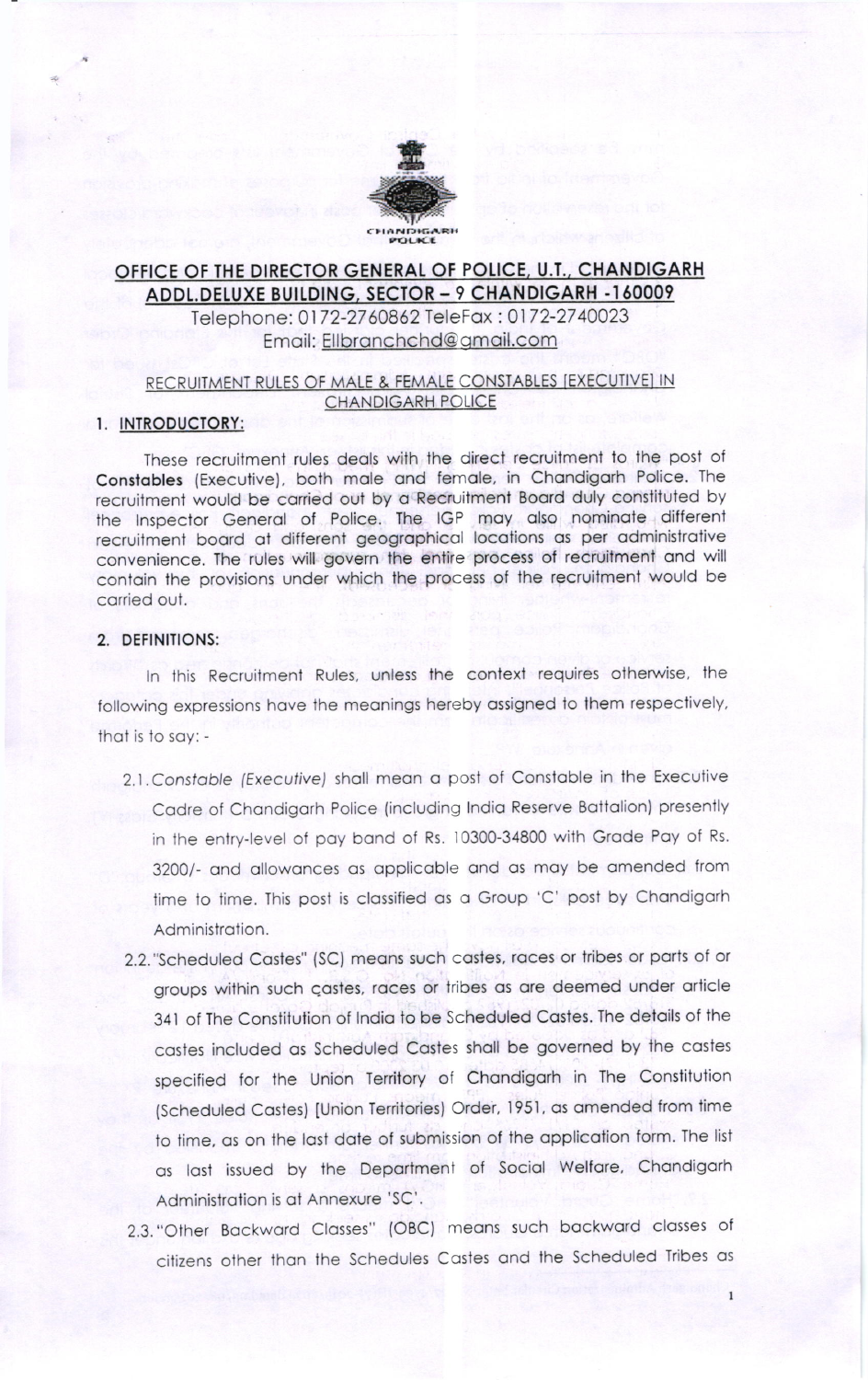# OFFICE OF THE DIRECTOR GENERAL OF POLICE, U.T., CHANDIGARH

## ADDL.DELUXE BUILDING, SECTOR – 9 CHANDIGARH -160009

Telephone: 0172-2760862 TeleFax : 0172-2740023

Email: Ellbranchchd@gmail.com

### RECRUITMENT RULES OF MALE & FEMALE CONSTABLES [EXECUTIVE] IN CHANDIGARH POLICE

### 1. INTRODUCTORY:

These recruitment rules deals with the direct recruitment to the post of **Constables** (Executive), both male and female, in Chandigarh Police. The recruitment would be carried out by a Recruitment Board duly constituted by the Inspector General of Police. The IGP may also nominate different recruitment board at different geographical locations as per administrative convenience. The rules will govern the entire process of recruitment and will contain the provisions under which the process of the recruitment would be carried out.

### 2. DEFINITIONS:

In this Recruitment Rules, unless the context requires otherwise, the following expressions have the meanings hereby assigned to them respectively, that is to say: -

2.1. *Constable (Executive)* shall mean a post of Constable in the Executive Cadre of Chandigarh Police (including India Reserve Battalion) presently in the entry-level of pay band of Rs. 10300-34800 with Grade Pay of Rs. 3200/- and allowances as applicable and as may be amended from time to time. This post is classified as a Group 'C' post by Chandigarh Administration.

2.2. "Scheduled Castes" (SC) means such castes, races or tribes or parts of or groups within such castes, races or tribes as are deemed under article 341 of The Constitution of India to be Scheduled Castes. The details of the castes included as Scheduled Castes shall be governed by the castes specified for the Union Territory of Chandigarh in The Constitution (Scheduled Castes) [Union Territories] Order, 1951, as amended from time to time, as on the last date of submission of the application form. The list as last issued by the Department of Social Welfare, Chandigarh Administration is at Annexure 'SC'.

2.3. "Other Backward Classes" (OBC) means such backward classes of citizens other than the Schedules Castes and the Scheduled Tribes as